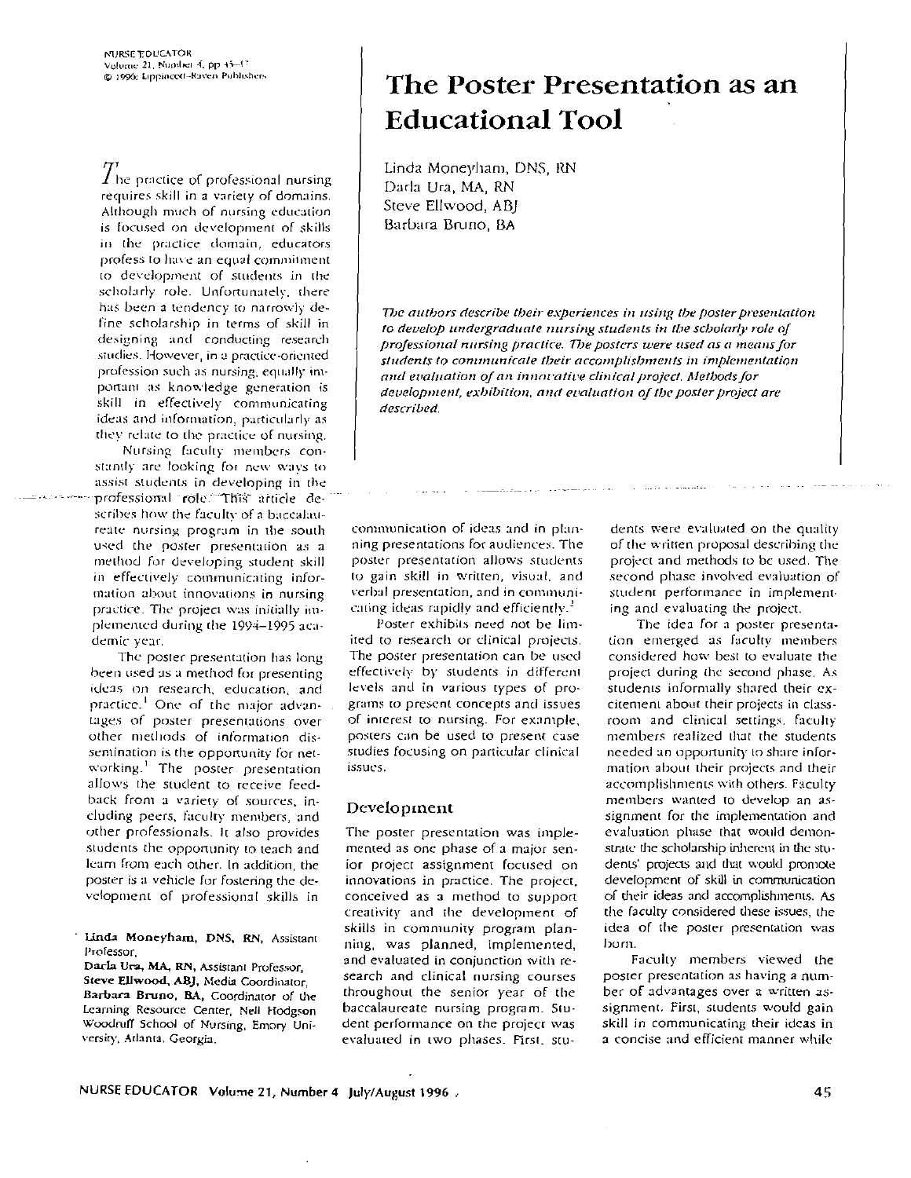# The Poster Presentation as an Educational Tool

Linda Moneyham, DNS, RN
Darla Ura, MA, RN
Steve Ellwood, ABJ
Barbara Bruno, BA

*The authors describe their experiences in using the poster presentation to develop undergraduate nursing students in the scholarly role of professional nursing practice. The posters were used as a means for students to communicate their accomplishments in implementation and evaluation of an innovative clinical project. Methods for development, exhibition, and evaluation of the poster project are described.*

The practice of professional nursing requires skill in a variety of domains. Although much of nursing education is focused on development of skills in the practice domain, educators profess to have an equal commitment to development of students in the scholarly role. Unfortunately, there has been a tendency to narrowly define scholarship in terms of skill in designing and conducting research studies. However, in a practice-oriented profession such as nursing, equally important as knowledge generation is skill in effectively communicating ideas and information, particularly as they relate to the practice of nursing.

Nursing faculty members constantly are looking for new ways to assist students in developing in the professional role. This article describes how the faculty of a baccalaureate nursing program in the south used the poster presentation as a method for developing student skill in effectively communicating information about innovations in nursing practice. The project was initially implemented during the 1994–1995 academic year.

The poster presentation has long been used as a method for presenting ideas on research, education, and practice.[1] One of the major advantages of poster presentations over other methods of information dissemination is the opportunity for networking.[1] The poster presentation allows the student to receive feedback from a variety of sources, including peers, faculty members, and other professionals. It also provides students the opportunity to teach and learn from each other. In addition, the poster is a vehicle for fostering the development of professional skills in communication of ideas and in planning presentations for audiences. The poster presentation allows students to gain skill in written, visual, and verbal presentation, and in communicating ideas rapidly and efficiently.[2]

Poster exhibits need not be limited to research or clinical projects. The poster presentation can be used effectively by students in different levels and in various types of programs to present concepts and issues of interest to nursing. For example, posters can be used to present case studies focusing on particular clinical issues.

**Linda Moneyham, DNS, RN,** Assistant Professor,
**Darla Ura, MA, RN,** Assistant Professor,
**Steve Ellwood, ABJ,** Media Coordinator,
**Barbara Bruno, BA,** Coordinator of the Learning Resource Center, Nell Hodgson Woodruff School of Nursing, Emory University, Atlanta, Georgia.

## Development

The poster presentation was implemented as one phase of a major senior project assignment focused on innovations in practice. The project, conceived as a method to support creativity and the development of skills in community program planning, was planned, implemented, and evaluated in conjunction with research and clinical nursing courses throughout the senior year of the baccalaureate nursing program. Student performance on the project was evaluated in two phases. First, students were evaluated on the quality of the written proposal describing the project and methods to be used. The second phase involved evaluation of student performance in implementing and evaluating the project.

The idea for a poster presentation emerged as faculty members considered how best to evaluate the project during the second phase. As students informally shared their excitement about their projects in classroom and clinical settings, faculty members realized that the students needed an opportunity to share information about their projects and their accomplishments with others. Faculty members wanted to develop an assignment for the implementation and evaluation phase that would demonstrate the scholarship inherent in the students' projects and that would promote development of skill in communication of their ideas and accomplishments. As the faculty considered these issues, the idea of the poster presentation was born.

Faculty members viewed the poster presentation as having a number of advantages over a written assignment. First, students would gain skill in communicating their ideas in a concise and efficient manner while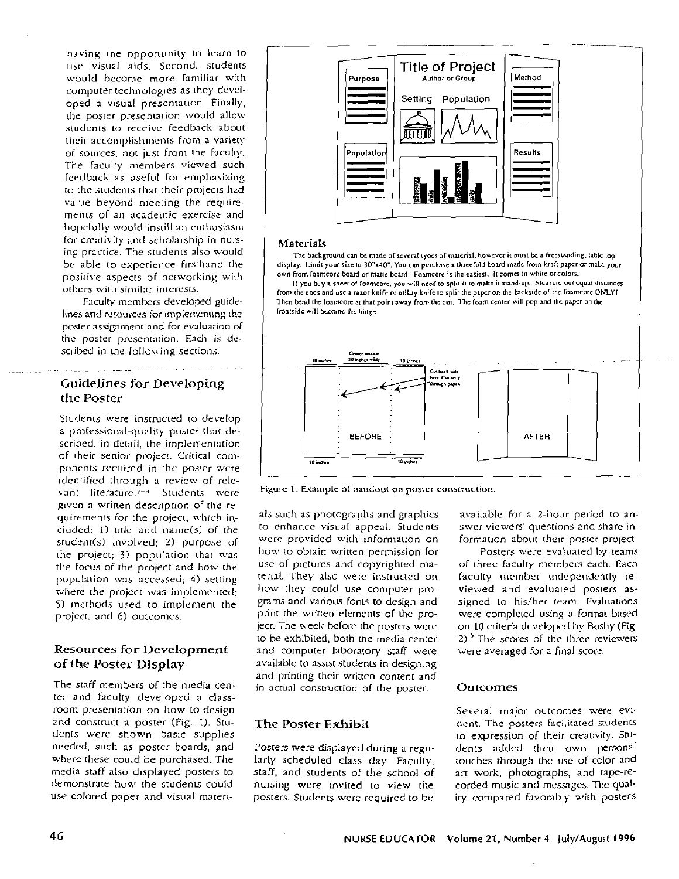having the opportunity to learn to use visual aids. Second, students would become more familiar with computer technologies as they developed a visual presentation. Finally, the poster presentation would allow students to receive feedback about their accomplishments from a variety of sources, not just from the faculty. The faculty members viewed such feedback as useful for emphasizing to the students that their projects had value beyond meeting the requirements of an academic exercise and hopefully would instill an enthusiasm for creativity and scholarship in nursing practice. The students also would be able to experience firsthand the positive aspects of networking with others with similar interests.

Faculty members developed guidelines and resources for implementing the poster assignment and for evaluation of the poster presentation. Each is described in the following sections.

## Guidelines for Developing the Poster

Students were instructed to develop a professional-quality poster that described, in detail, the implementation of their senior project. Critical components required in the poster were identified through a review of relevant literature.[1-4] Students were given a written description of the requirements for the project, which included: 1) title and name(s) of the student(s) involved; 2) purpose of the project; 3) population that was the focus of the project and how the population was accessed; 4) setting where the project was implemented; 5) methods used to implement the project; and 6) outcomes.

## Resources for Development of the Poster Display

The staff members of the media center and faculty developed a classroom presentation on how to design and construct a poster (Fig. 1). Students were shown basic supplies needed, such as poster boards, and where these could be purchased. The media staff also displayed posters to demonstrate how the students could use colored paper and visual materials such as photographs and graphics to enhance visual appeal. Students were provided with information on how to obtain written permission for use of pictures and copyrighted material. They also were instructed on how they could use computer programs and various fonts to design and print the written elements of the project. The week before the posters were to be exhibited, both the media center and computer laboratory staff were available to assist students in designing and printing their written content and in actual construction of the poster.

Title of Project
Author or Group

Purpose | Setting | Population | Method | Population | Results

**Materials**

The background can be made of several types of material, however it must be a freestanding, table top display. Limit your size to 30"x40". You can purchase a threefold board made from kraft paper or make your own from foamcore board or matte board. Foamcore is the easiest. It comes in white or colors.

If you buy a sheet of foamcore, you will need to split it to make it stand-up. Measure out equal distances from the ends and use a razor knife or utility knife to split the paper on the backside of the foamcore ONLY! Then bend the foamcore at that point away from the cut. The foam center will pop and the paper on the frontside will become the hinge.

10 inches | Center section 20 inches wide | 10 inches | Cut back side here. Cut only through paper.

BEFORE | AFTER

10 inches | 10 inches

Figure 1. Example of handout on poster construction.

## The Poster Exhibit

Posters were displayed during a regularly scheduled class day. Faculty, staff, and students of the school of nursing were invited to view the posters. Students were required to be available for a 2-hour period to answer viewers' questions and share information about their poster project.

Posters were evaluated by teams of three faculty members each. Each faculty member independently reviewed and evaluated posters assigned to his/her team. Evaluations were completed using a format based on 10 criteria developed by Bushy (Fig. 2).[5] The scores of the three reviewers were averaged for a final score.

## Outcomes

Several major outcomes were evident. The posters facilitated students in expression of their creativity. Students added their own personal touches through the use of color and art work, photographs, and tape-recorded music and messages. The quality compared favorably with posters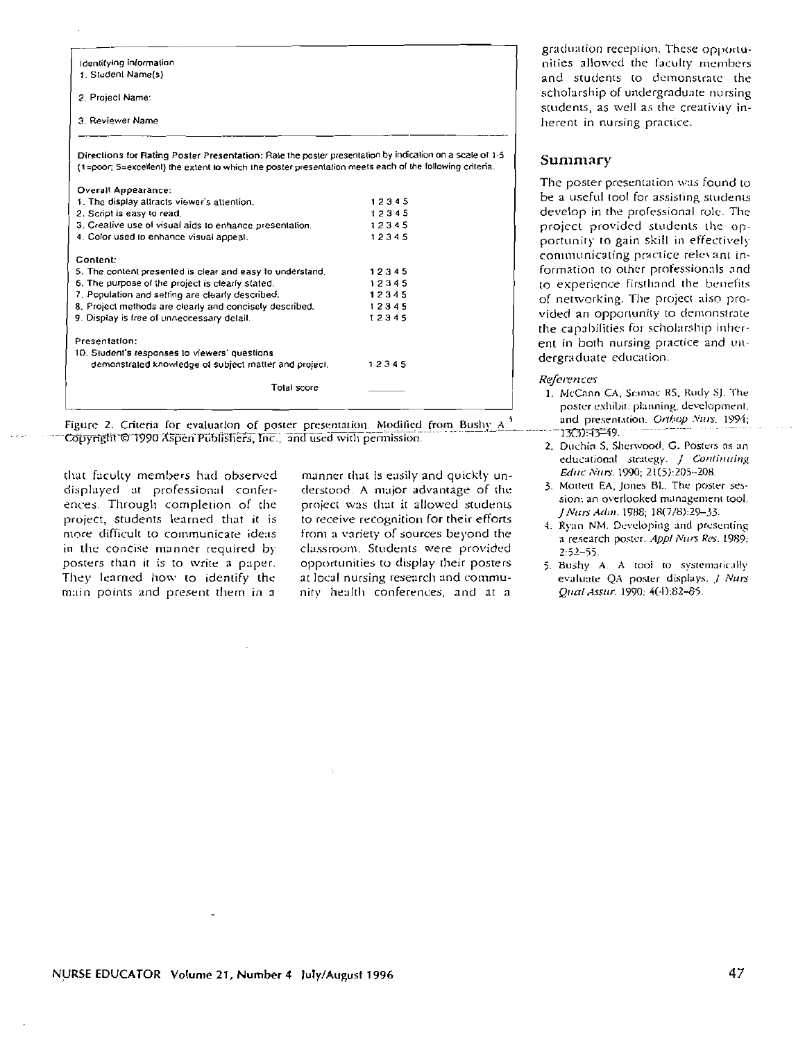Identifying information

1. Student Name(s)

2. Project Name:

3. Reviewer Name

Directions for Rating Poster Presentation: Rate the poster presentation by indication on a scale of 1-5 (1=poor; 5=excellent) the extent to which the poster presentation meets each of the following criteria.

| | |
|---|---|
| **Overall Appearance:** | |
| 1. The display attracts viewer's attention. | 1 2 3 4 5 |
| 2. Script is easy to read. | 1 2 3 4 5 |
| 3. Creative use of visual aids to enhance presentation. | 1 2 3 4 5 |
| 4. Color used to enhance visual appeal. | 1 2 3 4 5 |
| **Content:** | |
| 5. The content presented is clear and easy to understand. | 1 2 3 4 5 |
| 6. The purpose of the project is clearly stated. | 1 2 3 4 5 |
| 7. Population and setting are clearly described. | 1 2 3 4 5 |
| 8. Project methods are clearly and concisely described. | 1 2 3 4 5 |
| 9. Display is free of unnecessary detail. | 1 2 3 4 5 |
| **Presentation:** | |
| 10. Student's responses to viewers' questions demonstrated knowledge of subject matter and project. | 1 2 3 4 5 |
| Total score | ______ |

Figure 2. Criteria for evaluation of poster presentation. Modified from Bushy A.[5] Copyright © 1990 Aspen Publishers, Inc., and used with permission.

that faculty members had observed displayed at professional conferences. Through completion of the project, students learned that it is more difficult to communicate ideas in the concise manner required by posters than it is to write a paper. They learned how to identify the main points and present them in a manner that is easily and quickly understood. A major advantage of the project was that it allowed students to receive recognition for their efforts from a variety of sources beyond the classroom. Students were provided opportunities to display their posters at local nursing research and community health conferences, and at a graduation reception. These opportunities allowed the faculty members and students to demonstrate the scholarship of undergraduate nursing students, as well as the creativity inherent in nursing practice.

## Summary

The poster presentation was found to be a useful tool for assisting students develop in the professional role. The project provided students the opportunity to gain skill in effectively communicating practice relevant information to other professionals and to experience firsthand the benefits of networking. The project also provided an opportunity to demonstrate the capabilities for scholarship inherent in both nursing practice and undergraduate education.

### *References*

1. McCann CA, Sramac RS, Rudy SJ. The poster exhibit: planning, development, and presentation. *Orthop Nurs*. 1994; 13(3):43–49.
2. Duchin S, Sherwood, G. Posters as an educational strategy. *J Continuing Educ Nurs*. 1990; 21(5):205–208.
3. Mottett EA, Jones BL. The poster session: an overlooked management tool. *J Nurs Adm*. 1988; 18(7/8):29–33.
4. Ryan NM. Developing and presenting a research poster. *Appl Nurs Res*. 1989; 2:52–55.
5. Bushy A. A tool to systematically evaluate QA poster displays. *J Nurs Qual Assur*. 1990; 4(4):82–85.